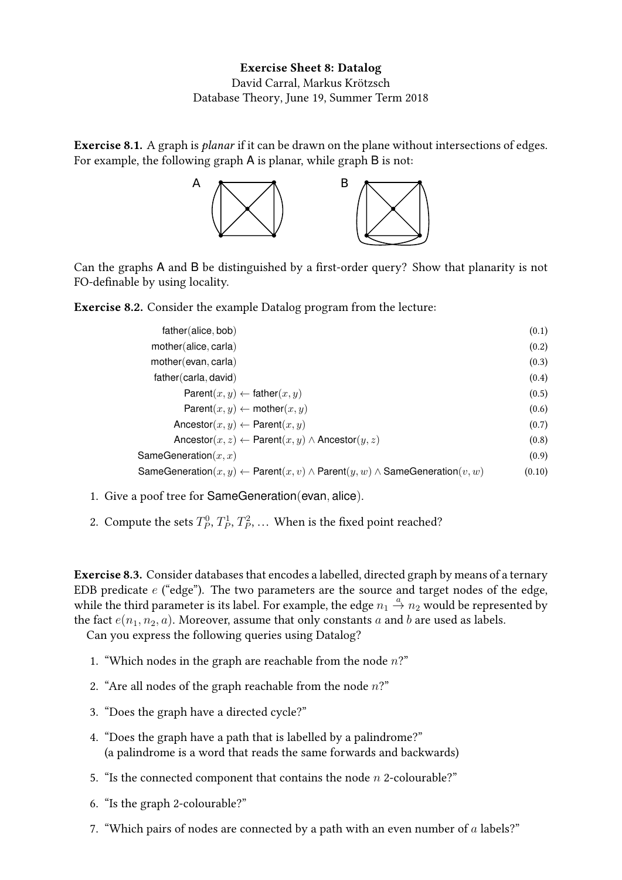**Exercise Sheet 8: Datalog**
David Carral, Markus Krötzsch
Database Theory, June 19, Summer Term 2018

**Exercise 8.1.** A graph is *planar* if it can be drawn on the plane without intersections of edges. For example, the following graph A is planar, while graph B is not:

Can the graphs A and B be distinguished by a first-order query? Show that planarity is not FO-definable by using locality.

**Exercise 8.2.** Consider the example Datalog program from the lecture:

$$\text{father}(\text{alice}, \text{bob}) \tag{0.1}$$
$$\text{mother}(\text{alice}, \text{carla}) \tag{0.2}$$
$$\text{mother}(\text{evan}, \text{carla}) \tag{0.3}$$
$$\text{father}(\text{carla}, \text{david}) \tag{0.4}$$
$$\text{Parent}(x, y) \leftarrow \text{father}(x, y) \tag{0.5}$$
$$\text{Parent}(x, y) \leftarrow \text{mother}(x, y) \tag{0.6}$$
$$\text{Ancestor}(x, y) \leftarrow \text{Parent}(x, y) \tag{0.7}$$
$$\text{Ancestor}(x, z) \leftarrow \text{Parent}(x, y) \wedge \text{Ancestor}(y, z) \tag{0.8}$$
$$\text{SameGeneration}(x, x) \tag{0.9}$$
$$\text{SameGeneration}(x, y) \leftarrow \text{Parent}(x, v) \wedge \text{Parent}(y, w) \wedge \text{SameGeneration}(v, w) \tag{0.10}$$

1. Give a poof tree for SameGeneration(evan, alice).
2. Compute the sets $T_P^0$, $T_P^1$, $T_P^2$, ... When is the fixed point reached?

**Exercise 8.3.** Consider databases that encodes a labelled, directed graph by means of a ternary EDB predicate $e$ ("edge"). The two parameters are the source and target nodes of the edge, while the third parameter is its label. For example, the edge $n_1 \xrightarrow{a} n_2$ would be represented by the fact $e(n_1, n_2, a)$. Moreover, assume that only constants $a$ and $b$ are used as labels.

Can you express the following queries using Datalog?

1. "Which nodes in the graph are reachable from the node $n$?"
2. "Are all nodes of the graph reachable from the node $n$?"
3. "Does the graph have a directed cycle?"
4. "Does the graph have a path that is labelled by a palindrome?"
   (a palindrome is a word that reads the same forwards and backwards)
5. "Is the connected component that contains the node $n$ 2-colourable?"
6. "Is the graph 2-colourable?"
7. "Which pairs of nodes are connected by a path with an even number of $a$ labels?"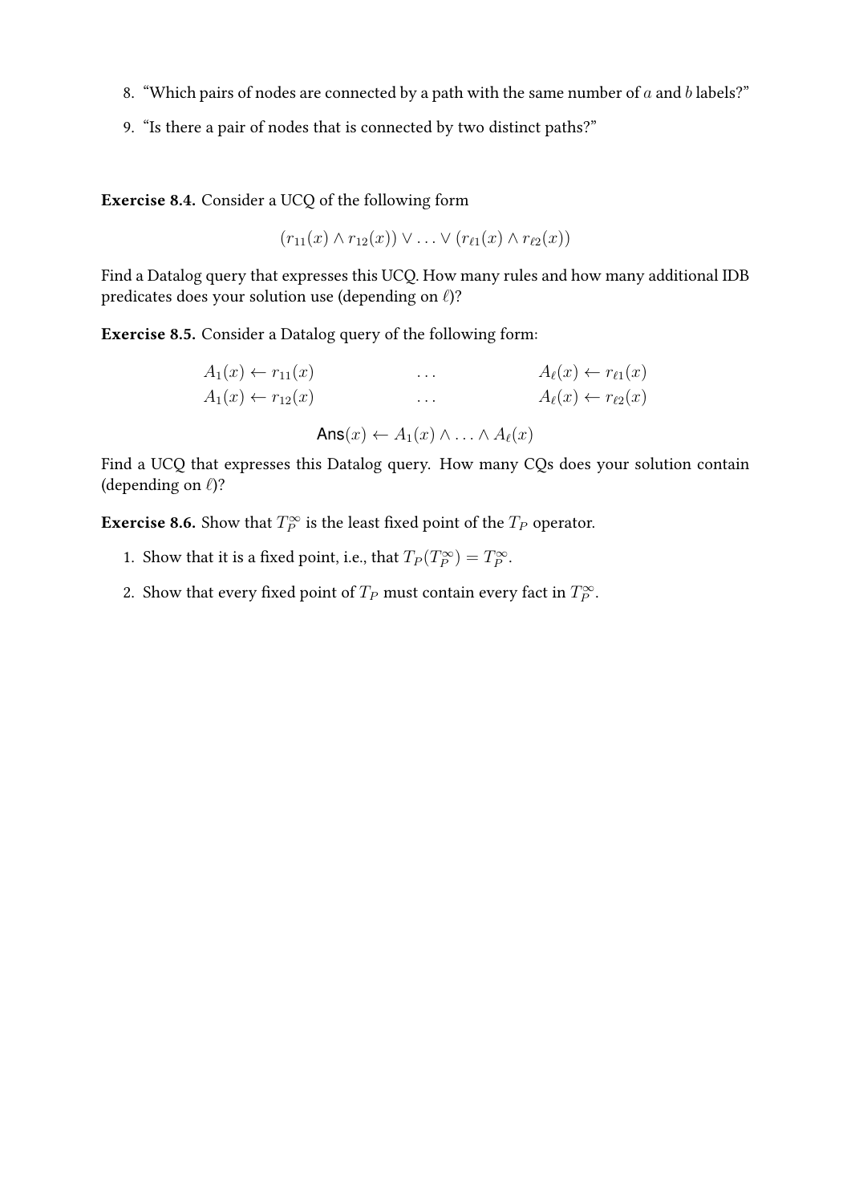8. "Which pairs of nodes are connected by a path with the same number of $a$ and $b$ labels?"
9. "Is there a pair of nodes that is connected by two distinct paths?"

**Exercise 8.4.** Consider a UCQ of the following form

$$(r_{11}(x) \wedge r_{12}(x)) \vee \ldots \vee (r_{\ell 1}(x) \wedge r_{\ell 2}(x))$$

Find a Datalog query that expresses this UCQ. How many rules and how many additional IDB predicates does your solution use (depending on $\ell$)?

**Exercise 8.5.** Consider a Datalog query of the following form:

$$\begin{array}{lll} A_1(x) \leftarrow r_{11}(x) & \ldots & A_\ell(x) \leftarrow r_{\ell 1}(x) \\ A_1(x) \leftarrow r_{12}(x) & \ldots & A_\ell(x) \leftarrow r_{\ell 2}(x) \end{array}$$

$$\mathsf{Ans}(x) \leftarrow A_1(x) \wedge \ldots \wedge A_\ell(x)$$

Find a UCQ that expresses this Datalog query. How many CQs does your solution contain (depending on $\ell$)?

**Exercise 8.6.** Show that $T_P^\infty$ is the least fixed point of the $T_P$ operator.

1. Show that it is a fixed point, i.e., that $T_P(T_P^\infty) = T_P^\infty$.
2. Show that every fixed point of $T_P$ must contain every fact in $T_P^\infty$.